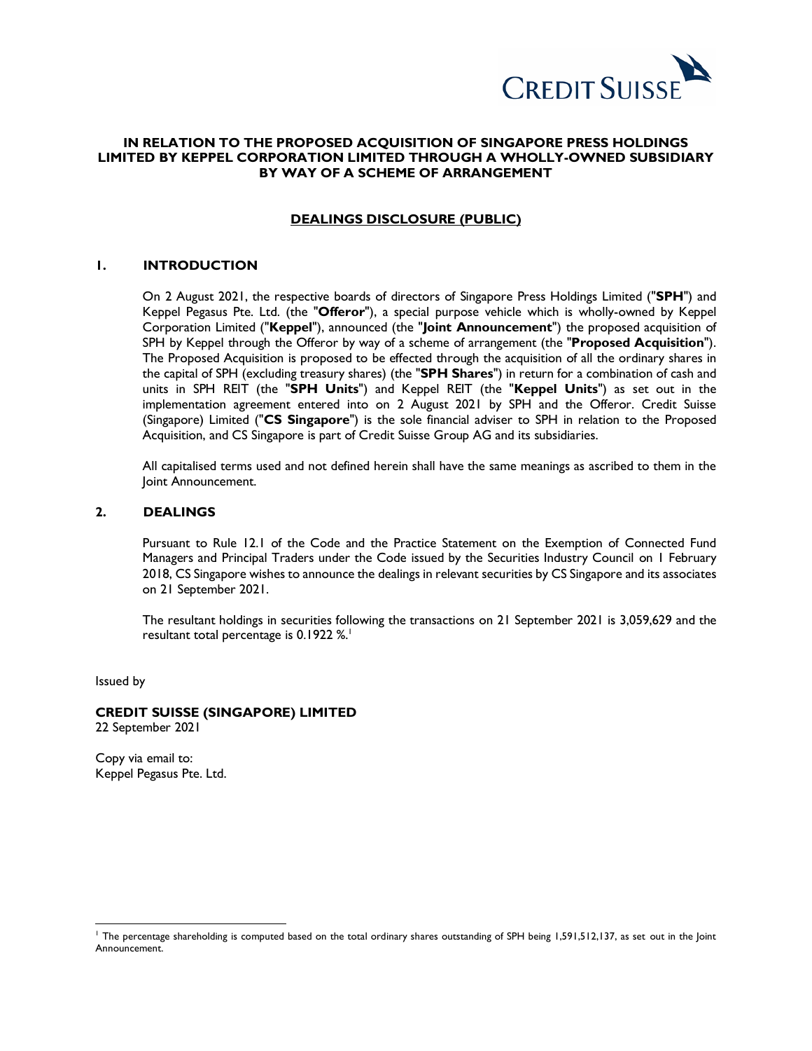**IN RELATION TO THE PROPOSED ACQUISITION OF SINGAPORE PRESS HOLDINGS LIMITED BY KEPPEL CORPORATION LIMITED THROUGH A WHOLLY-OWNED SUBSIDIARY BY WAY OF A SCHEME OF ARRANGEMENT**

**DEALINGS DISCLOSURE (PUBLIC)**

## 1. INTRODUCTION

On 2 August 2021, the respective boards of directors of Singapore Press Holdings Limited ("**SPH**") and Keppel Pegasus Pte. Ltd. (the "**Offeror**"), a special purpose vehicle which is wholly-owned by Keppel Corporation Limited ("**Keppel**"), announced (the "**Joint Announcement**") the proposed acquisition of SPH by Keppel through the Offeror by way of a scheme of arrangement (the "**Proposed Acquisition**"). The Proposed Acquisition is proposed to be effected through the acquisition of all the ordinary shares in the capital of SPH (excluding treasury shares) (the "**SPH Shares**") in return for a combination of cash and units in SPH REIT (the "**SPH Units**") and Keppel REIT (the "**Keppel Units**") as set out in the implementation agreement entered into on 2 August 2021 by SPH and the Offeror. Credit Suisse (Singapore) Limited ("**CS Singapore**") is the sole financial adviser to SPH in relation to the Proposed Acquisition, and CS Singapore is part of Credit Suisse Group AG and its subsidiaries.

All capitalised terms used and not defined herein shall have the same meanings as ascribed to them in the Joint Announcement.

## 2. DEALINGS

Pursuant to Rule 12.1 of the Code and the Practice Statement on the Exemption of Connected Fund Managers and Principal Traders under the Code issued by the Securities Industry Council on 1 February 2018, CS Singapore wishes to announce the dealings in relevant securities by CS Singapore and its associates on 21 September 2021.

The resultant holdings in securities following the transactions on 21 September 2021 is 3,059,629 and the resultant total percentage is 0.1922 %.[1]

Issued by

**CREDIT SUISSE (SINGAPORE) LIMITED**
22 September 2021

Copy via email to:
Keppel Pegasus Pte. Ltd.

---

[1] The percentage shareholding is computed based on the total ordinary shares outstanding of SPH being 1,591,512,137, as set out in the Joint Announcement.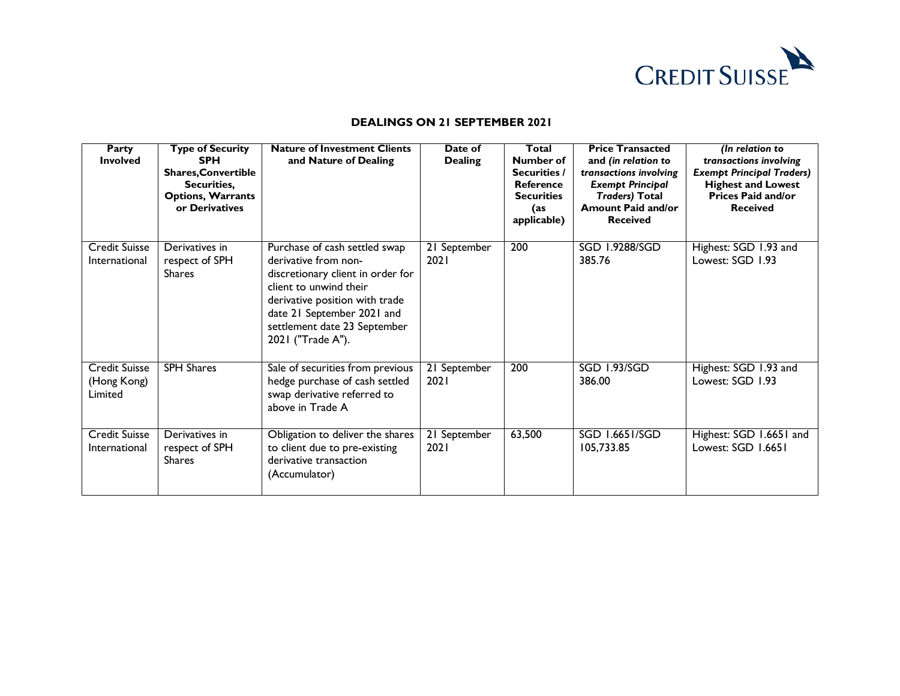**DEALINGS ON 21 SEPTEMBER 2021**

| Party Involved | Type of Security SPH Shares,Convertible Securities, Options, Warrants or Derivatives | Nature of Investment Clients and Nature of Dealing | Date of Dealing | Total Number of Securities / Reference Securities (as applicable) | Price Transacted and *(in relation to transactions involving Exempt Principal Traders)* Total Amount Paid and/or Received | *(In relation to transactions involving Exempt Principal Traders)* Highest and Lowest Prices Paid and/or Received |
|---|---|---|---|---|---|---|
| Credit Suisse International | Derivatives in respect of SPH Shares | Purchase of cash settled swap derivative from non-discretionary client in order for client to unwind their derivative position with trade date 21 September 2021 and settlement date 23 September 2021 ("Trade A"). | 21 September 2021 | 200 | SGD 1.9288/SGD 385.76 | Highest: SGD 1.93 and Lowest: SGD 1.93 |
| Credit Suisse (Hong Kong) Limited | SPH Shares | Sale of securities from previous hedge purchase of cash settled swap derivative referred to above in Trade A | 21 September 2021 | 200 | SGD 1.93/SGD 386.00 | Highest: SGD 1.93 and Lowest: SGD 1.93 |
| Credit Suisse International | Derivatives in respect of SPH Shares | Obligation to deliver the shares to client due to pre-existing derivative transaction (Accumulator) | 21 September 2021 | 63,500 | SGD 1.6651/SGD 105,733.85 | Highest: SGD 1.6651 and Lowest: SGD 1.6651 |